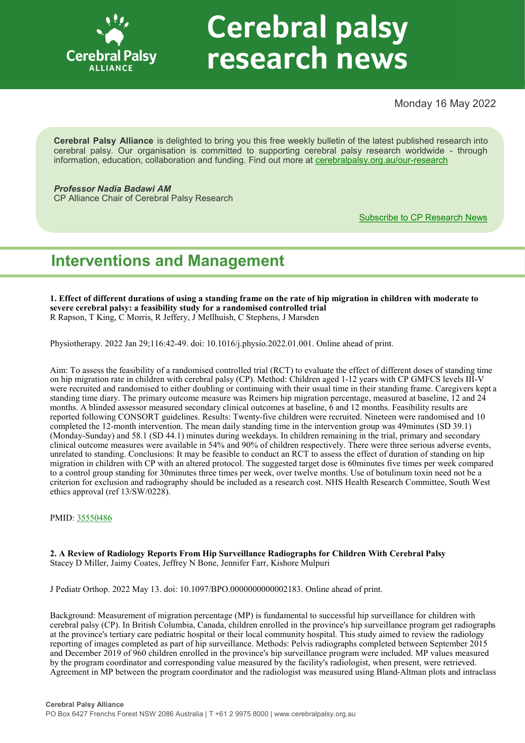# Cerebral palsy research news

Monday 16 May 2022

**Cerebral Palsy Alliance** is delighted to bring you this free weekly bulletin of the latest published research into cerebral palsy. Our organisation is committed to supporting cerebral palsy research worldwide - through information, education, collaboration and funding. Find out more at cerebralpalsy.org.au/our-research

***Professor Nadia Badawi AM***
CP Alliance Chair of Cerebral Palsy Research

Subscribe to CP Research News

## Interventions and Management

**1. Effect of different durations of using a standing frame on the rate of hip migration in children with moderate to severe cerebral palsy: a feasibility study for a randomised controlled trial**
R Rapson, T King, C Morris, R Jeffery, J Mellhuish, C Stephens, J Marsden

Physiotherapy. 2022 Jan 29;116:42-49. doi: 10.1016/j.physio.2022.01.001. Online ahead of print.

Aim: To assess the feasibility of a randomised controlled trial (RCT) to evaluate the effect of different doses of standing time on hip migration rate in children with cerebral palsy (CP). Method: Children aged 1-12 years with CP GMFCS levels III-V were recruited and randomised to either doubling or continuing with their usual time in their standing frame. Caregivers kept a standing time diary. The primary outcome measure was Reimers hip migration percentage, measured at baseline, 12 and 24 months. A blinded assessor measured secondary clinical outcomes at baseline, 6 and 12 months. Feasibility results are reported following CONSORT guidelines. Results: Twenty-five children were recruited. Nineteen were randomised and 10 completed the 12-month intervention. The mean daily standing time in the intervention group was 49minutes (SD 39.1) (Monday-Sunday) and 58.1 (SD 44.1) minutes during weekdays. In children remaining in the trial, primary and secondary clinical outcome measures were available in 54% and 90% of children respectively. There were three serious adverse events, unrelated to standing. Conclusions: It may be feasible to conduct an RCT to assess the effect of duration of standing on hip migration in children with CP with an altered protocol. The suggested target dose is 60minutes five times per week compared to a control group standing for 30minutes three times per week, over twelve months. Use of botulinum toxin need not be a criterion for exclusion and radiography should be included as a research cost. NHS Health Research Committee, South West ethics approval (ref 13/SW/0228).

PMID: 35550486

**2. A Review of Radiology Reports From Hip Surveillance Radiographs for Children With Cerebral Palsy**
Stacey D Miller, Jaimy Coates, Jeffrey N Bone, Jennifer Farr, Kishore Mulpuri

J Pediatr Orthop. 2022 May 13. doi: 10.1097/BPO.0000000000002183. Online ahead of print.

Background: Measurement of migration percentage (MP) is fundamental to successful hip surveillance for children with cerebral palsy (CP). In British Columbia, Canada, children enrolled in the province's hip surveillance program get radiographs at the province's tertiary care pediatric hospital or their local community hospital. This study aimed to review the radiology reporting of images completed as part of hip surveillance. Methods: Pelvis radiographs completed between September 2015 and December 2019 of 960 children enrolled in the province's hip surveillance program were included. MP values measured by the program coordinator and corresponding value measured by the facility's radiologist, when present, were retrieved. Agreement in MP between the program coordinator and the radiologist was measured using Bland-Altman plots and intraclass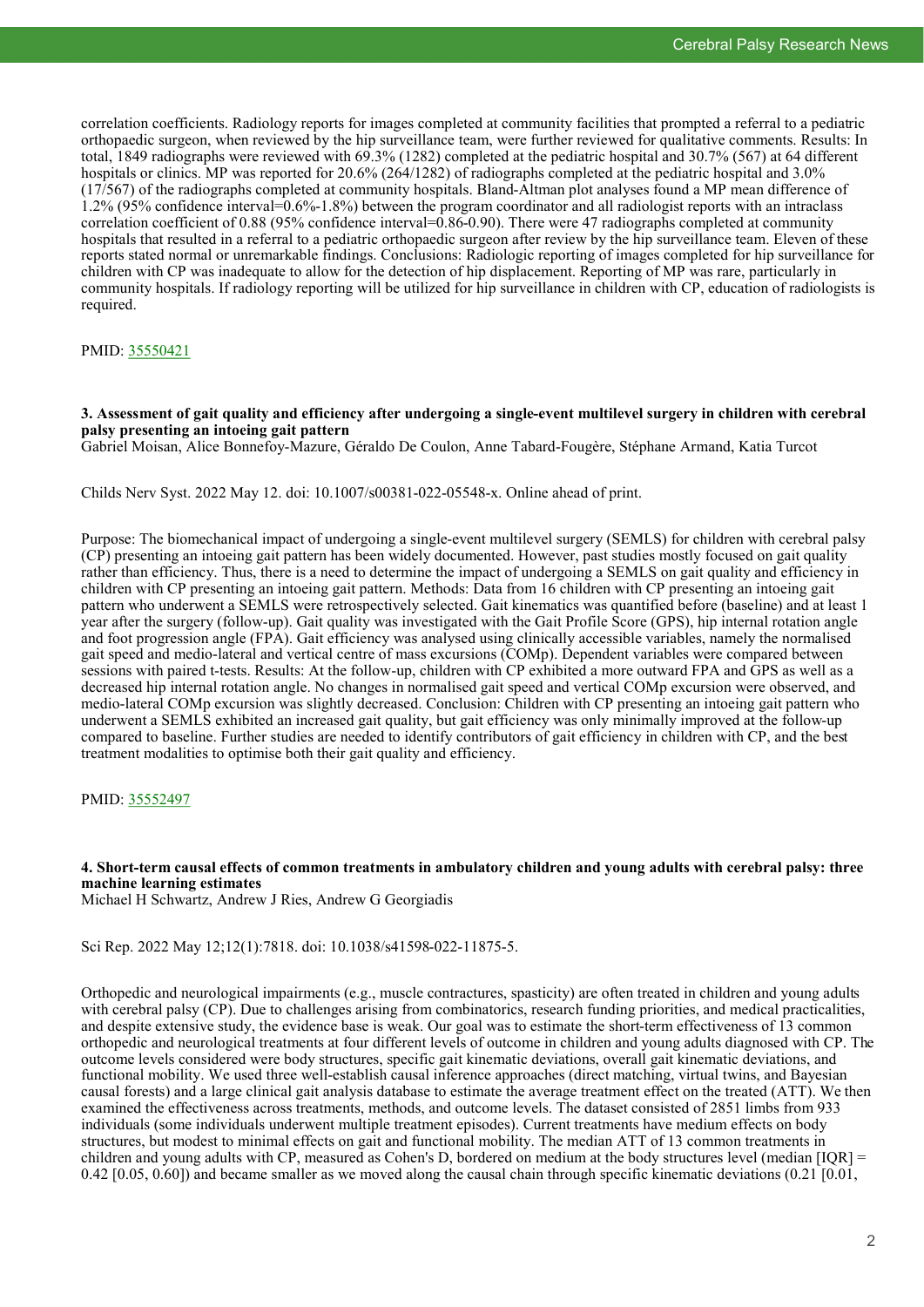correlation coefficients. Radiology reports for images completed at community facilities that prompted a referral to a pediatric orthopaedic surgeon, when reviewed by the hip surveillance team, were further reviewed for qualitative comments. Results: In total, 1849 radiographs were reviewed with 69.3% (1282) completed at the pediatric hospital and 30.7% (567) at 64 different hospitals or clinics. MP was reported for 20.6% (264/1282) of radiographs completed at the pediatric hospital and 3.0% (17/567) of the radiographs completed at community hospitals. Bland-Altman plot analyses found a MP mean difference of 1.2% (95% confidence interval=0.6%-1.8%) between the program coordinator and all radiologist reports with an intraclass correlation coefficient of 0.88 (95% confidence interval=0.86-0.90). There were 47 radiographs completed at community hospitals that resulted in a referral to a pediatric orthopaedic surgeon after review by the hip surveillance team. Eleven of these reports stated normal or unremarkable findings. Conclusions: Radiologic reporting of images completed for hip surveillance for children with CP was inadequate to allow for the detection of hip displacement. Reporting of MP was rare, particularly in community hospitals. If radiology reporting will be utilized for hip surveillance in children with CP, education of radiologists is required.

PMID: 35550421

**3. Assessment of gait quality and efficiency after undergoing a single-event multilevel surgery in children with cerebral palsy presenting an intoeing gait pattern**
Gabriel Moisan, Alice Bonnefoy-Mazure, Géraldo De Coulon, Anne Tabard-Fougère, Stéphane Armand, Katia Turcot

Childs Nerv Syst. 2022 May 12. doi: 10.1007/s00381-022-05548-x. Online ahead of print.

Purpose: The biomechanical impact of undergoing a single-event multilevel surgery (SEMLS) for children with cerebral palsy (CP) presenting an intoeing gait pattern has been widely documented. However, past studies mostly focused on gait quality rather than efficiency. Thus, there is a need to determine the impact of undergoing a SEMLS on gait quality and efficiency in children with CP presenting an intoeing gait pattern. Methods: Data from 16 children with CP presenting an intoeing gait pattern who underwent a SEMLS were retrospectively selected. Gait kinematics was quantified before (baseline) and at least 1 year after the surgery (follow-up). Gait quality was investigated with the Gait Profile Score (GPS), hip internal rotation angle and foot progression angle (FPA). Gait efficiency was analysed using clinically accessible variables, namely the normalised gait speed and medio-lateral and vertical centre of mass excursions (COMp). Dependent variables were compared between sessions with paired t-tests. Results: At the follow-up, children with CP exhibited a more outward FPA and GPS as well as a decreased hip internal rotation angle. No changes in normalised gait speed and vertical COMp excursion were observed, and medio-lateral COMp excursion was slightly decreased. Conclusion: Children with CP presenting an intoeing gait pattern who underwent a SEMLS exhibited an increased gait quality, but gait efficiency was only minimally improved at the follow-up compared to baseline. Further studies are needed to identify contributors of gait efficiency in children with CP, and the best treatment modalities to optimise both their gait quality and efficiency.

PMID: 35552497

**4. Short-term causal effects of common treatments in ambulatory children and young adults with cerebral palsy: three machine learning estimates**
Michael H Schwartz, Andrew J Ries, Andrew G Georgiadis

Sci Rep. 2022 May 12;12(1):7818. doi: 10.1038/s41598-022-11875-5.

Orthopedic and neurological impairments (e.g., muscle contractures, spasticity) are often treated in children and young adults with cerebral palsy (CP). Due to challenges arising from combinatorics, research funding priorities, and medical practicalities, and despite extensive study, the evidence base is weak. Our goal was to estimate the short-term effectiveness of 13 common orthopedic and neurological treatments at four different levels of outcome in children and young adults diagnosed with CP. The outcome levels considered were body structures, specific gait kinematic deviations, overall gait kinematic deviations, and functional mobility. We used three well-establish causal inference approaches (direct matching, virtual twins, and Bayesian causal forests) and a large clinical gait analysis database to estimate the average treatment effect on the treated (ATT). We then examined the effectiveness across treatments, methods, and outcome levels. The dataset consisted of 2851 limbs from 933 individuals (some individuals underwent multiple treatment episodes). Current treatments have medium effects on body structures, but modest to minimal effects on gait and functional mobility. The median ATT of 13 common treatments in children and young adults with CP, measured as Cohen's D, bordered on medium at the body structures level (median [IQR] = 0.42 [0.05, 0.60]) and became smaller as we moved along the causal chain through specific kinematic deviations (0.21 [0.01,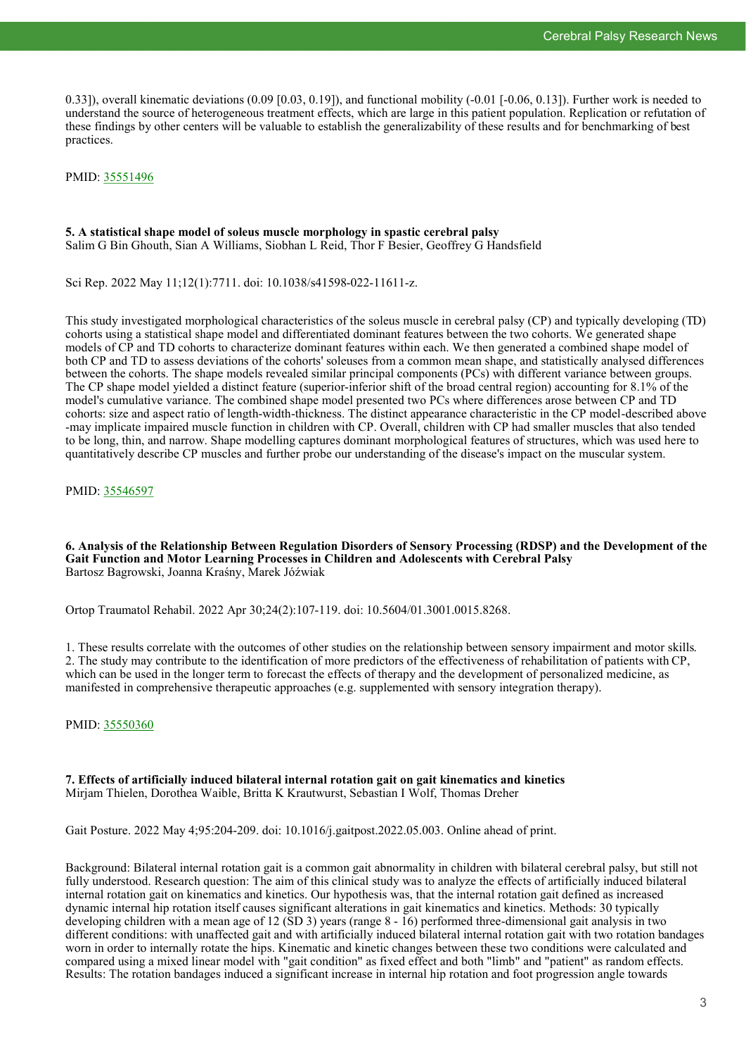0.33]), overall kinematic deviations (0.09 [0.03, 0.19]), and functional mobility (-0.01 [-0.06, 0.13]). Further work is needed to understand the source of heterogeneous treatment effects, which are large in this patient population. Replication or refutation of these findings by other centers will be valuable to establish the generalizability of these results and for benchmarking of best practices.

PMID: 35551496

**5. A statistical shape model of soleus muscle morphology in spastic cerebral palsy**
Salim G Bin Ghouth, Sian A Williams, Siobhan L Reid, Thor F Besier, Geoffrey G Handsfield

Sci Rep. 2022 May 11;12(1):7711. doi: 10.1038/s41598-022-11611-z.

This study investigated morphological characteristics of the soleus muscle in cerebral palsy (CP) and typically developing (TD) cohorts using a statistical shape model and differentiated dominant features between the two cohorts. We generated shape models of CP and TD cohorts to characterize dominant features within each. We then generated a combined shape model of both CP and TD to assess deviations of the cohorts' soleuses from a common mean shape, and statistically analysed differences between the cohorts. The shape models revealed similar principal components (PCs) with different variance between groups. The CP shape model yielded a distinct feature (superior-inferior shift of the broad central region) accounting for 8.1% of the model's cumulative variance. The combined shape model presented two PCs where differences arose between CP and TD cohorts: size and aspect ratio of length-width-thickness. The distinct appearance characteristic in the CP model-described above -may implicate impaired muscle function in children with CP. Overall, children with CP had smaller muscles that also tended to be long, thin, and narrow. Shape modelling captures dominant morphological features of structures, which was used here to quantitatively describe CP muscles and further probe our understanding of the disease's impact on the muscular system.

PMID: 35546597

**6. Analysis of the Relationship Between Regulation Disorders of Sensory Processing (RDSP) and the Development of the Gait Function and Motor Learning Processes in Children and Adolescents with Cerebral Palsy**
Bartosz Bagrowski, Joanna Kraśny, Marek Jóźwiak

Ortop Traumatol Rehabil. 2022 Apr 30;24(2):107-119. doi: 10.5604/01.3001.0015.8268.

1. These results correlate with the outcomes of other studies on the relationship between sensory impairment and motor skills.
2. The study may contribute to the identification of more predictors of the effectiveness of rehabilitation of patients with CP, which can be used in the longer term to forecast the effects of therapy and the development of personalized medicine, as manifested in comprehensive therapeutic approaches (e.g. supplemented with sensory integration therapy).

PMID: 35550360

**7. Effects of artificially induced bilateral internal rotation gait on gait kinematics and kinetics**
Mirjam Thielen, Dorothea Waible, Britta K Krautwurst, Sebastian I Wolf, Thomas Dreher

Gait Posture. 2022 May 4;95:204-209. doi: 10.1016/j.gaitpost.2022.05.003. Online ahead of print.

Background: Bilateral internal rotation gait is a common gait abnormality in children with bilateral cerebral palsy, but still not fully understood. Research question: The aim of this clinical study was to analyze the effects of artificially induced bilateral internal rotation gait on kinematics and kinetics. Our hypothesis was, that the internal rotation gait defined as increased dynamic internal hip rotation itself causes significant alterations in gait kinematics and kinetics. Methods: 30 typically developing children with a mean age of 12 (SD 3) years (range 8 - 16) performed three-dimensional gait analysis in two different conditions: with unaffected gait and with artificially induced bilateral internal rotation gait with two rotation bandages worn in order to internally rotate the hips. Kinematic and kinetic changes between these two conditions were calculated and compared using a mixed linear model with "gait condition" as fixed effect and both "limb" and "patient" as random effects. Results: The rotation bandages induced a significant increase in internal hip rotation and foot progression angle towards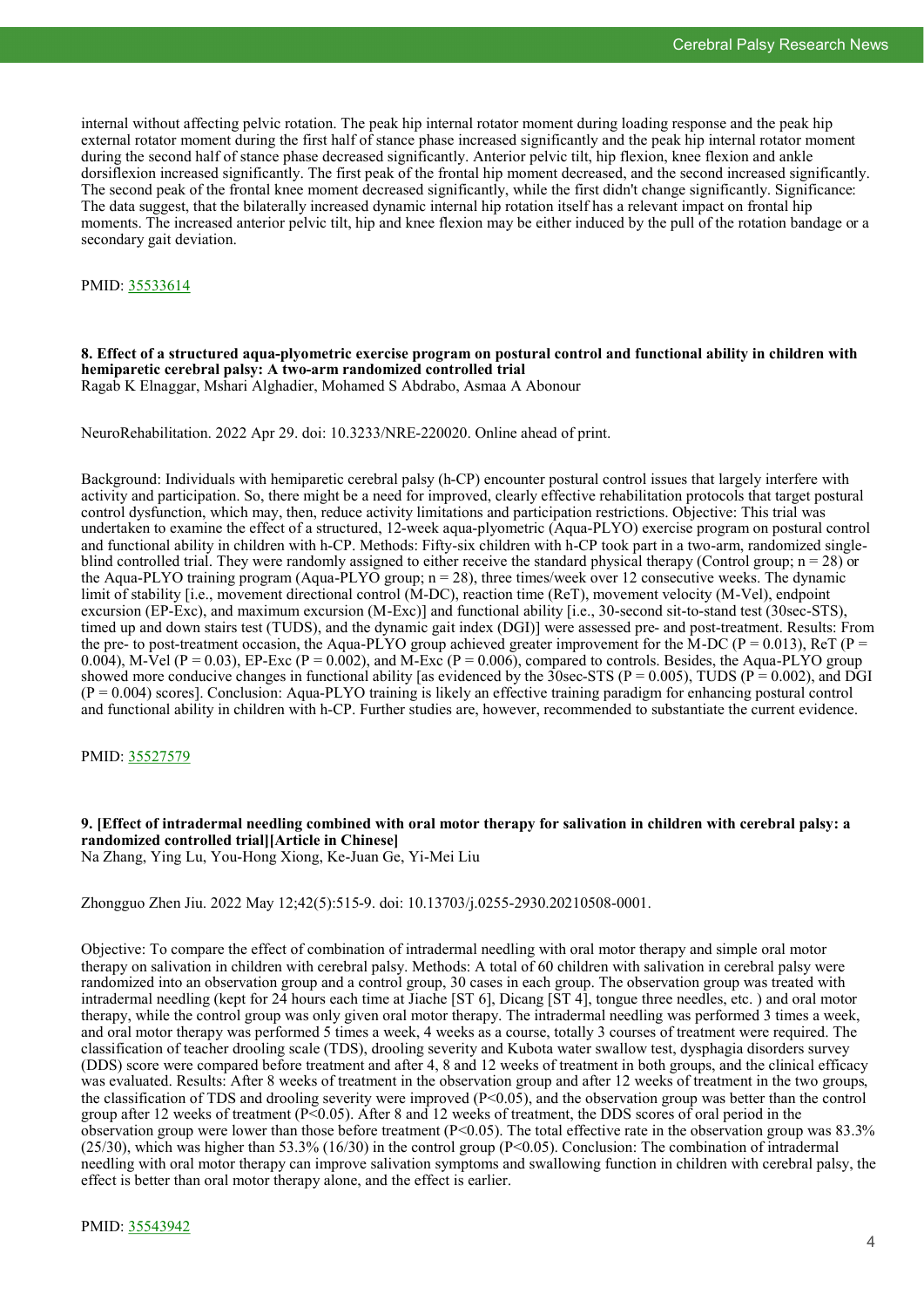internal without affecting pelvic rotation. The peak hip internal rotator moment during loading response and the peak hip external rotator moment during the first half of stance phase increased significantly and the peak hip internal rotator moment during the second half of stance phase decreased significantly. Anterior pelvic tilt, hip flexion, knee flexion and ankle dorsiflexion increased significantly. The first peak of the frontal hip moment decreased, and the second increased significantly. The second peak of the frontal knee moment decreased significantly, while the first didn't change significantly. Significance: The data suggest, that the bilaterally increased dynamic internal hip rotation itself has a relevant impact on frontal hip moments. The increased anterior pelvic tilt, hip and knee flexion may be either induced by the pull of the rotation bandage or a secondary gait deviation.

PMID: 35533614

**8. Effect of a structured aqua-plyometric exercise program on postural control and functional ability in children with hemiparetic cerebral palsy: A two-arm randomized controlled trial**
Ragab K Elnaggar, Mshari Alghadier, Mohamed S Abdrabo, Asmaa A Abonour

NeuroRehabilitation. 2022 Apr 29. doi: 10.3233/NRE-220020. Online ahead of print.

Background: Individuals with hemiparetic cerebral palsy (h-CP) encounter postural control issues that largely interfere with activity and participation. So, there might be a need for improved, clearly effective rehabilitation protocols that target postural control dysfunction, which may, then, reduce activity limitations and participation restrictions. Objective: This trial was undertaken to examine the effect of a structured, 12-week aqua-plyometric (Aqua-PLYO) exercise program on postural control and functional ability in h-CP. Methods: Fifty-six children with h-CP took part in a two-arm, randomized single-blind controlled trial. They were randomly assigned to either receive the standard physical therapy (Control group; $n = 28$) or the Aqua-PLYO training program (Aqua-PLYO group; $n = 28$), three times/week over 12 consecutive weeks. The dynamic limit of stability [i.e., movement directional control (M-DC), reaction time (ReT), movement velocity (M-Vel), endpoint excursion (EP-Exc), and maximum excursion (M-Exc)] and functional ability [i.e., 30-second sit-to-stand test (30sec-STS), timed up and down stairs test (TUDS), and the dynamic gait index (DGI)] were assessed pre- and post-treatment. Results: From the pre- to post-treatment occasion, the Aqua-PLYO group achieved greater improvement for the M-DC ($P = 0.013$), ReT ($P = 0.004$), M-Vel ($P = 0.03$), EP-Exc ($P = 0.002$), and M-Exc ($P = 0.006$), compared to controls. Besides, the Aqua-PLYO group showed more conducive changes in functional ability [as evidenced by the 30sec-STS ($P = 0.005$), TUDS ($P = 0.002$), and DGI ($P = 0.004$) scores]. Conclusion: Aqua-PLYO training is likely an effective training paradigm for enhancing postural control and functional ability in children with h-CP. Further studies are, however, recommended to substantiate the current evidence.

PMID: 35527579

**9. [Effect of intradermal needling combined with oral motor therapy for salivation in children with cerebral palsy: a randomized controlled trial][Article in Chinese]**
Na Zhang, Ying Lu, You-Hong Xiong, Ke-Juan Ge, Yi-Mei Liu

Zhongguo Zhen Jiu. 2022 May 12;42(5):515-9. doi: 10.13703/j.0255-2930.20210508-0001.

Objective: To compare the effect of combination of intradermal needling with oral motor therapy and simple oral motor therapy on salivation in children with cerebral palsy. Methods: A total of 60 children with salivation in cerebral palsy were randomized into an observation group and a control group, 30 cases in each group. The observation group was treated with intradermal needling (kept for 24 hours each time at Jiache [ST 6], Dicang [ST 4], tongue three needles, etc. ) and oral motor therapy, while the control group was only given oral motor therapy. The intradermal needling was performed 3 times a week, and oral motor therapy was performed 5 times a week, 4 weeks as a course, totally 3 courses of treatment were required. The classification of teacher drooling scale (TDS), drooling severity and Kubota water swallow test, dysphagia disorders survey (DDS) score were compared before treatment and after 4, 8 and 12 weeks of treatment in both groups, and the clinical efficacy was evaluated. Results: After 8 weeks of treatment in the observation group and after 12 weeks of treatment in the two groups, the classification of TDS and drooling severity were improved ($P<0.05$), and the observation group was better than the control group after 12 weeks of treatment ($P<0.05$). After 8 and 12 weeks of treatment, the DDS scores of oral period in the observation group were lower than those before treatment ($P<0.05$). The total effective rate in the observation group was 83.3% (25/30), which was higher than 53.3% (16/30) in the control group ($P<0.05$). Conclusion: The combination of intradermal needling with oral motor therapy can improve salivation symptoms and swallowing function in children with cerebral palsy, the effect is better than oral motor therapy alone, and the effect is earlier.

PMID: 35543942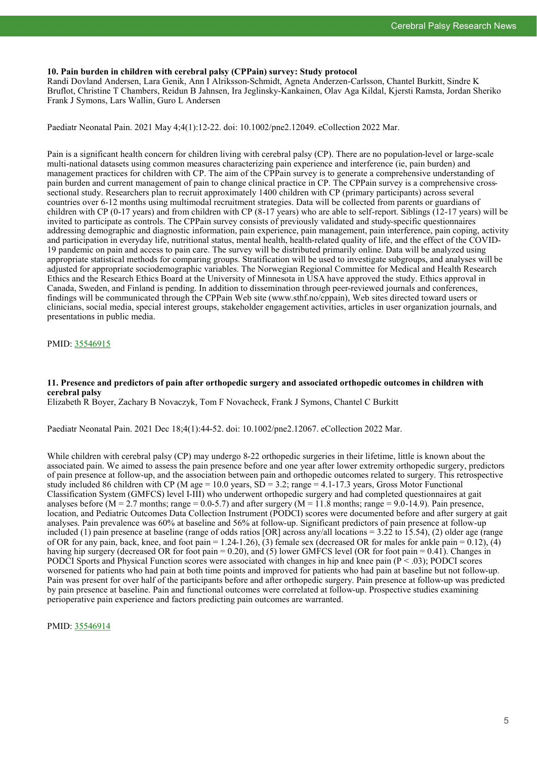### 10. Pain burden in children with cerebral palsy (CPPain) survey: Study protocol

Randi Dovland Andersen, Lara Genik, Ann I Alriksson-Schmidt, Agneta Anderzen-Carlsson, Chantel Burkitt, Sindre K Bruflot, Christine T Chambers, Reidun B Jahnsen, Ira Jeglinsky-Kankainen, Olav Aga Kildal, Kjersti Ramsta, Jordan Sheriko Frank J Symons, Lars Wallin, Guro L Andersen

Paediatr Neonatal Pain. 2021 May 4;4(1):12-22. doi: 10.1002/pne2.12049. eCollection 2022 Mar.

Pain is a significant health concern for children living with cerebral palsy (CP). There are no population-level or large-scale multi-national datasets using common measures characterizing pain experience and interference (ie, pain burden) and management practices for children with CP. The aim of the CPPain survey is to generate a comprehensive understanding of pain burden and current management of pain to change clinical practice in CP. The CPPain survey is a comprehensive cross-sectional study. Researchers plan to recruit approximately 1400 children with CP (primary participants) across several countries over 6-12 months using multimodal recruitment strategies. Data will be collected from parents or guardians of children with CP (0-17 years) and from children with CP (8-17 years) who are able to self-report. Siblings (12-17 years) will be invited to participate as controls. The CPPain survey consists of previously validated and study-specific questionnaires addressing demographic and diagnostic information, pain experience, pain management, pain interference, pain coping, activity and participation in everyday life, nutritional status, mental health, health-related quality of life, and the effect of the COVID-19 pandemic on pain and access to pain care. The survey will be distributed primarily online. Data will be analyzed using appropriate statistical methods for comparing groups. Stratification will be used to investigate subgroups, and analyses will be adjusted for appropriate sociodemographic variables. The Norwegian Regional Committee for Medical and Health Research Ethics and the Research Ethics Board at the University of Minnesota in USA have approved the study. Ethics approval in Canada, Sweden, and Finland is pending. In addition to dissemination through peer-reviewed journals and conferences, findings will be communicated through the CPPain Web site (www.sthf.no/cppain), Web sites directed toward users or clinicians, social media, special interest groups, stakeholder engagement activities, articles in user organization journals, and presentations in public media.

PMID: 35546915

### 11. Presence and predictors of pain after orthopedic surgery and associated orthopedic outcomes in children with cerebral palsy

Elizabeth R Boyer, Zachary B Novaczyk, Tom F Novacheck, Frank J Symons, Chantel C Burkitt

Paediatr Neonatal Pain. 2021 Dec 18;4(1):44-52. doi: 10.1002/pne2.12067. eCollection 2022 Mar.

While children with cerebral palsy (CP) may undergo 8-22 orthopedic surgeries in their lifetime, little is known about the associated pain. We aimed to assess the pain presence before and one year after lower extremity orthopedic surgery, predictors of pain presence at follow-up, and the association between pain and orthopedic outcomes related to surgery. This retrospective study included 86 children with CP (M age = 10.0 years, SD = 3.2; range = 4.1-17.3 years, Gross Motor Functional Classification System (GMFCS) level I-III) who underwent orthopedic surgery and had completed questionnaires at gait analyses before (M = 2.7 months; range = 0.0-5.7) and after surgery (M = 11.8 months; range = 9.0-14.9). Pain presence, location, and Pediatric Outcomes Data Collection Instrument (PODCI) scores were documented before and after surgery at gait analyses. Pain prevalence was 60% at baseline and 56% at follow-up. Significant predictors of pain presence at follow-up included (1) pain presence at baseline (range of odds ratios [OR] across any/all locations = 3.22 to 15.54), (2) older age (range of OR for any pain, back, knee, and foot pain = 1.24-1.26), (3) female sex (decreased OR for males for ankle pain = 0.12), (4) having hip surgery (decreased OR for foot pain = 0.20), and (5) lower GMFCS level (OR for foot pain = 0.41). Changes in PODCI Sports and Physical Function scores were associated with changes in hip and knee pain ($P < .03$); PODCI scores worsened for patients who had pain at both time points and improved for patients who had pain at baseline but not follow-up. Pain was present for over half of the participants before and after orthopedic surgery. Pain presence at follow-up was predicted by pain presence at baseline. Pain and functional outcomes were correlated at follow-up. Prospective studies examining perioperative pain experience and factors predicting pain outcomes are warranted.

PMID: 35546914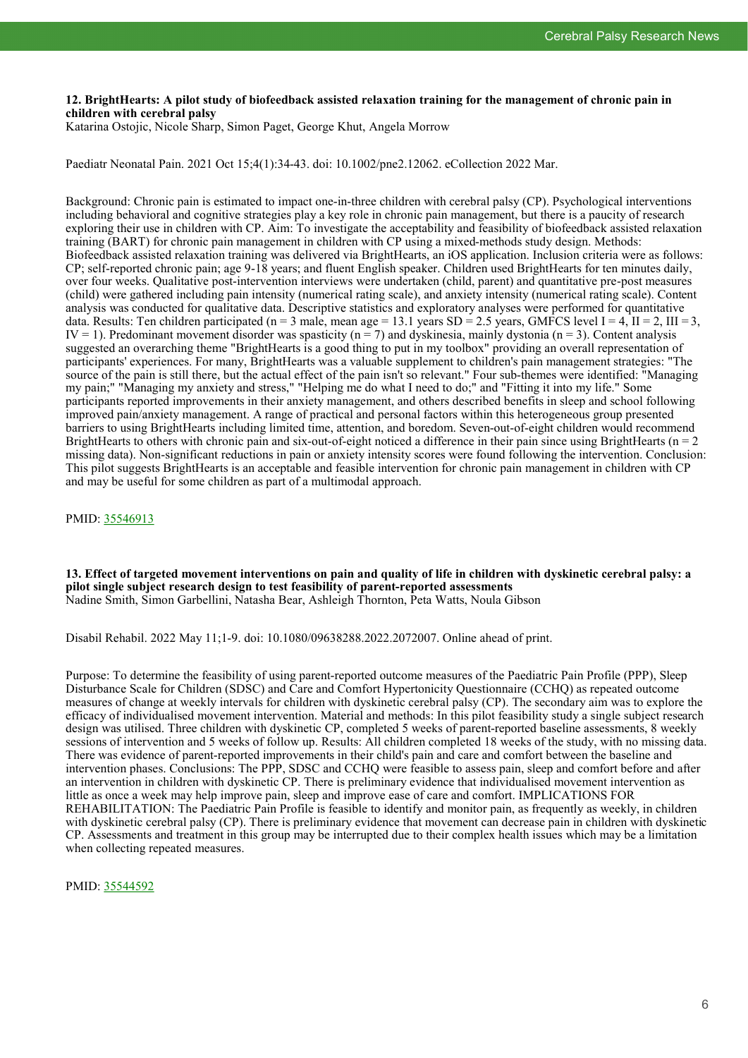### 12. BrightHearts: A pilot study of biofeedback assisted relaxation training for the management of chronic pain in children with cerebral palsy

Katarina Ostojic, Nicole Sharp, Simon Paget, George Khut, Angela Morrow

Paediatr Neonatal Pain. 2021 Oct 15;4(1):34-43. doi: 10.1002/pne2.12062. eCollection 2022 Mar.

Background: Chronic pain is estimated to impact one-in-three children with cerebral palsy (CP). Psychological interventions including behavioral and cognitive strategies play a key role in chronic pain management, but there is a paucity of research exploring their use in children with CP. Aim: To investigate the acceptability and feasibility of biofeedback assisted relaxation training (BART) for chronic pain management in children with CP using a mixed-methods study design. Methods: Biofeedback assisted relaxation training was delivered via BrightHearts, an iOS application. Inclusion criteria were as follows: CP; self-reported chronic pain; age 9-18 years; and fluent English speaker. Children used BrightHearts for ten minutes daily, over four weeks. Qualitative post-intervention interviews were undertaken (child, parent) and quantitative pre-post measures (child) were gathered including pain intensity (numerical rating scale), and anxiety intensity (numerical rating scale). Content analysis was conducted for qualitative data. Descriptive statistics and exploratory analyses were performed for quantitative data. Results: Ten children participated (n = 3 male, mean age = 13.1 years SD = 2.5 years, GMFCS level I = 4, II = 2, III = 3, IV = 1). Predominant movement disorder was spasticity (n = 7) and dyskinesia, mainly dystonia (n = 3). Content analysis suggested an overarching theme "BrightHearts is a good thing to put in my toolbox" providing an overall representation of participants' experiences. For many, BrightHearts was a valuable supplement to children's pain management strategies: "The source of the pain is still there, but the actual effect of the pain isn't so relevant." Four sub-themes were identified: "Managing my pain;" "Managing my anxiety and stress," "Helping me do what I need to do;" and "Fitting it into my life." Some participants reported improvements in their anxiety management, and others described benefits in sleep and school following improved pain/anxiety management. A range of practical and personal factors within this heterogeneous group presented barriers to using BrightHearts including limited time, attention, and boredom. Seven-out-of-eight children would recommend BrightHearts to others with chronic pain and six-out-of-eight noticed a difference in their pain since using BrightHearts (n = 2 missing data). Non-significant reductions in pain or anxiety intensity scores were found following the intervention. Conclusion: This pilot suggests BrightHearts is an acceptable and feasible intervention for chronic pain management in children with CP and may be useful for some children as part of a multimodal approach.

PMID: 35546913

### 13. Effect of targeted movement interventions on pain and quality of life in children with dyskinetic cerebral palsy: a pilot single subject research design to test feasibility of parent-reported assessments

Nadine Smith, Simon Garbellini, Natasha Bear, Ashleigh Thornton, Peta Watts, Noula Gibson

Disabil Rehabil. 2022 May 11;1-9. doi: 10.1080/09638288.2022.2072007. Online ahead of print.

Purpose: To determine the feasibility of using parent-reported outcome measures of the Paediatric Pain Profile (PPP), Sleep Disturbance Scale for Children (SDSC) and Care and Comfort Hypertonicity Questionnaire (CCHQ) as repeated outcome measures of change at weekly intervals for children with dyskinetic cerebral palsy (CP). The secondary aim was to explore the efficacy of individualised movement intervention. Material and methods: In this pilot feasibility study a single subject research design was utilised. Three children with dyskinetic CP, completed 5 weeks of parent-reported baseline assessments, 8 weekly sessions of intervention and 5 weeks of follow up. Results: All children completed 18 weeks of the study, with no missing data. There was evidence of parent-reported improvements in their child's pain and care and comfort between the baseline and intervention phases. Conclusions: The PPP, SDSC and CCHQ were feasible to assess pain, sleep and comfort before and after an intervention in children with dyskinetic CP. There is preliminary evidence that individualised movement intervention as little as once a week may help improve pain, sleep and improve ease of care and comfort. IMPLICATIONS FOR REHABILITATION: The Paediatric Pain Profile is feasible to identify and monitor pain, as frequently as weekly, in children with dyskinetic cerebral palsy (CP). There is preliminary evidence that movement can decrease pain in children with dyskinetic CP. Assessments and treatment in this group may be interrupted due to their complex health issues which may be a limitation when collecting repeated measures.

PMID: 35544592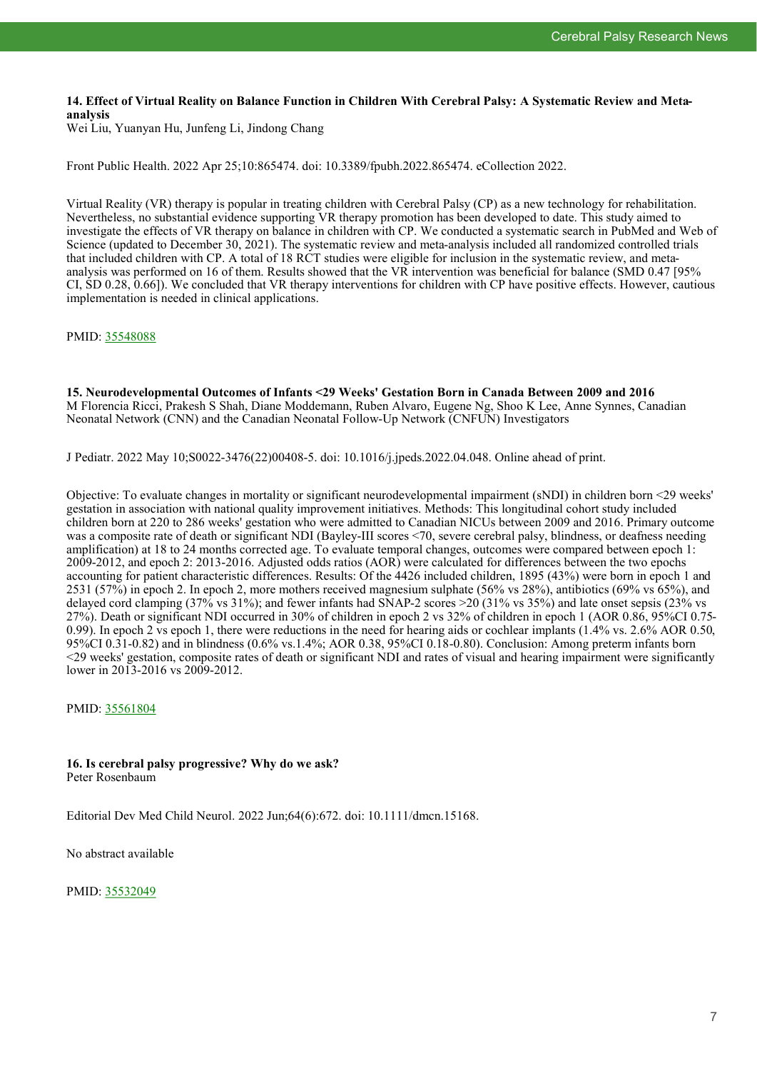**14. Effect of Virtual Reality on Balance Function in Children With Cerebral Palsy: A Systematic Review and Meta-analysis**
Wei Liu, Yuanyan Hu, Junfeng Li, Jindong Chang

Front Public Health. 2022 Apr 25;10:865474. doi: 10.3389/fpubh.2022.865474. eCollection 2022.

Virtual Reality (VR) therapy is popular in treating children with Cerebral Palsy (CP) as a new technology for rehabilitation. Nevertheless, no substantial evidence supporting VR therapy promotion has been developed to date. This study aimed to investigate the effects of VR therapy on balance in children with CP. We conducted a systematic search in PubMed and Web of Science (updated to December 30, 2021). The systematic review and meta-analysis included all randomized controlled trials that included children with CP. A total of 18 RCT studies were eligible for inclusion in the systematic review, and meta-analysis was performed on 16 of them. Results showed that the VR intervention was beneficial for balance (SMD 0.47 [95% CI, SD 0.28, 0.66]). We concluded that VR therapy interventions for children with CP have positive effects. However, cautious implementation is needed in clinical applications.

PMID: 35548088

**15. Neurodevelopmental Outcomes of Infants <29 Weeks' Gestation Born in Canada Between 2009 and 2016**
M Florencia Ricci, Prakesh S Shah, Diane Moddemann, Ruben Alvaro, Eugene Ng, Shoo K Lee, Anne Synnes, Canadian Neonatal Network (CNN) and the Canadian Neonatal Follow-Up Network (CNFUN) Investigators

J Pediatr. 2022 May 10;S0022-3476(22)00408-5. doi: 10.1016/j.jpeds.2022.04.048. Online ahead of print.

Objective: To evaluate changes in mortality or significant neurodevelopmental impairment (sNDI) in children born <29 weeks' gestation in association with national quality improvement initiatives. Methods: This longitudinal cohort study included children born at 220 to 286 weeks' gestation who were admitted to Canadian NICUs between 2009 and 2016. Primary outcome was a composite rate of death or significant NDI (Bayley-III scores <70, severe cerebral palsy, blindness, or deafness needing amplification) at 18 to 24 months corrected age. To evaluate temporal changes, outcomes were compared between epoch 1: 2009-2012, and epoch 2: 2013-2016. Adjusted odds ratios (AOR) were calculated for differences between the two epochs accounting for patient characteristic differences. Results: Of the 4426 included children, 1895 (43%) were born in epoch 1 and 2531 (57%) in epoch 2. In epoch 2, more mothers received magnesium sulphate (56% vs 28%), antibiotics (69% vs 65%), and delayed cord clamping (37% vs 31%); and fewer infants had SNAP-2 scores >20 (31% vs 35%) and late onset sepsis (23% vs 27%). Death or significant NDI occurred in 30% of children in epoch 2 vs 32% of children in epoch 1 (AOR 0.86, 95%CI 0.75-0.99). In epoch 2 vs epoch 1, there were reductions in the need for hearing aids or cochlear implants (1.4% vs. 2.6% AOR 0.50, 95%CI 0.31-0.82) and in blindness (0.6% vs.1.4%; AOR 0.38, 95%CI 0.18-0.80). Conclusion: Among preterm infants born <29 weeks' gestation, composite rates of death or significant NDI and rates of visual and hearing impairment were significantly lower in 2013-2016 vs 2009-2012.

PMID: 35561804

**16. Is cerebral palsy progressive? Why do we ask?**
Peter Rosenbaum

Editorial Dev Med Child Neurol. 2022 Jun;64(6):672. doi: 10.1111/dmcn.15168.

No abstract available

PMID: 35532049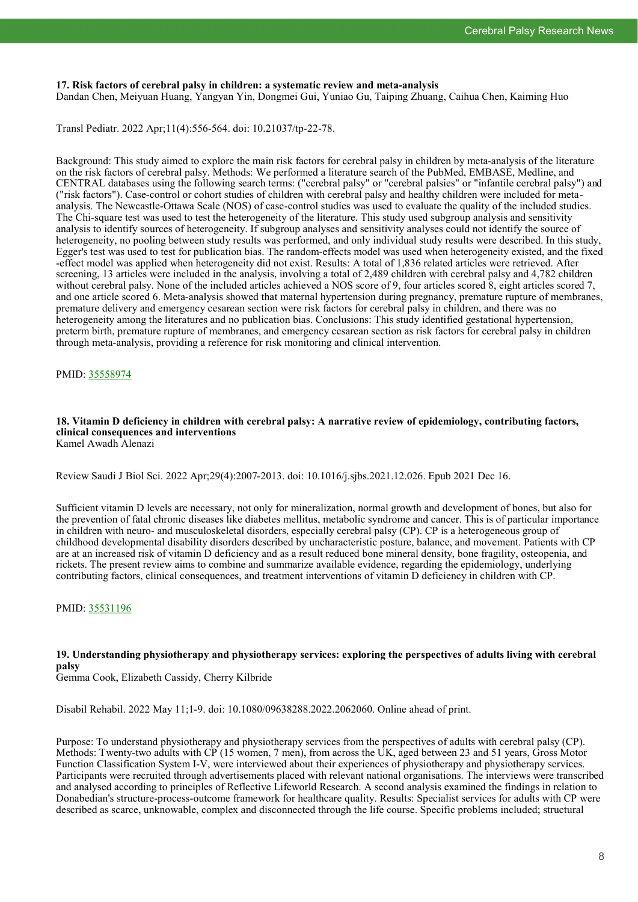### 17. Risk factors of cerebral palsy in children: a systematic review and meta-analysis

Dandan Chen, Meiyuan Huang, Yangyan Yin, Dongmei Gui, Yuniao Gu, Taiping Zhuang, Caihua Chen, Kaiming Huo

Transl Pediatr. 2022 Apr;11(4):556-564. doi: 10.21037/tp-22-78.

Background: This study aimed to explore the main risk factors for cerebral palsy in children by meta-analysis of the literature on the risk factors of cerebral palsy. Methods: We performed a literature search of the PubMed, EMBASE, Medline, and CENTRAL databases using the following search terms: ("cerebral palsy" or "cerebral palsies" or "infantile cerebral palsy") and ("risk factors"). Case-control or cohort studies of children with cerebral palsy and healthy children were included for meta-analysis. The Newcastle-Ottawa Scale (NOS) of case-control studies was used to evaluate the quality of the included studies. The Chi-square test was used to test the heterogeneity of the literature. This study used subgroup analysis and sensitivity analysis to identify sources of heterogeneity. If subgroup analyses and sensitivity analyses could not identify the source of heterogeneity, no pooling between study results was performed, and only individual study results were described. In this study, Egger's test was used to test for publication bias. The random-effects model was used when heterogeneity existed, and the fixed -effect model was applied when heterogeneity did not exist. Results: A total of 1,836 related articles were retrieved. After screening, 13 articles were included in the analysis, involving a total of 2,489 children with cerebral palsy and 4,782 children without cerebral palsy. None of the included articles achieved a NOS score of 9, four articles scored 8, eight articles scored 7, and one article scored 6. Meta-analysis showed that maternal hypertension during pregnancy, premature rupture of membranes, premature delivery and emergency cesarean section were risk factors for cerebral palsy in children, and there was no heterogeneity among the literatures and no publication bias. Conclusions: This study identified gestational hypertension, preterm birth, premature rupture of membranes, and emergency cesarean section as risk factors for cerebral palsy in children through meta-analysis, providing a reference for risk monitoring and clinical intervention.

PMID: [35558974]

### 18. Vitamin D deficiency in children with cerebral palsy: A narrative review of epidemiology, contributing factors, clinical consequences and interventions

Kamel Awadh Alenazi

Review Saudi J Biol Sci. 2022 Apr;29(4):2007-2013. doi: 10.1016/j.sjbs.2021.12.026. Epub 2021 Dec 16.

Sufficient vitamin D levels are necessary, not only for mineralization, normal growth and development of bones, but also for the prevention of fatal chronic diseases like diabetes mellitus, metabolic syndrome and cancer. This is of particular importance in children with neuro- and musculoskeletal disorders, especially cerebral palsy (CP). CP is a heterogeneous group of childhood developmental disability disorders described by uncharacteristic posture, balance, and movement. Patients with CP are at an increased risk of vitamin D deficiency and as a result reduced bone mineral density, bone fragility, osteopenia, and rickets. The present review aims to combine and summarize available evidence, regarding the epidemiology, underlying contributing factors, clinical consequences, and treatment interventions of vitamin D deficiency in children with CP.

PMID: [35531196]

### 19. Understanding physiotherapy and physiotherapy services: exploring the perspectives of adults living with cerebral palsy

Gemma Cook, Elizabeth Cassidy, Cherry Kilbride

Disabil Rehabil. 2022 May 11;1-9. doi: 10.1080/09638288.2022.2062060. Online ahead of print.

Purpose: To understand physiotherapy and physiotherapy services from the perspectives of adults with cerebral palsy (CP). Methods: Twenty-two adults with CP (15 women, 7 men), from across the UK, aged between 23 and 51 years, Gross Motor Function Classification System I-V, were interviewed about their experiences of physiotherapy and physiotherapy services. Participants were recruited through advertisements placed with relevant national organisations. The interviews were transcribed and analysed according to principles of Reflective Lifeworld Research. A second analysis examined the findings in relation to Donabedian's structure-process-outcome framework for healthcare quality. Results: Specialist services for adults with CP were described as scarce, unknowable, complex and disconnected through the life course. Specific problems included; structural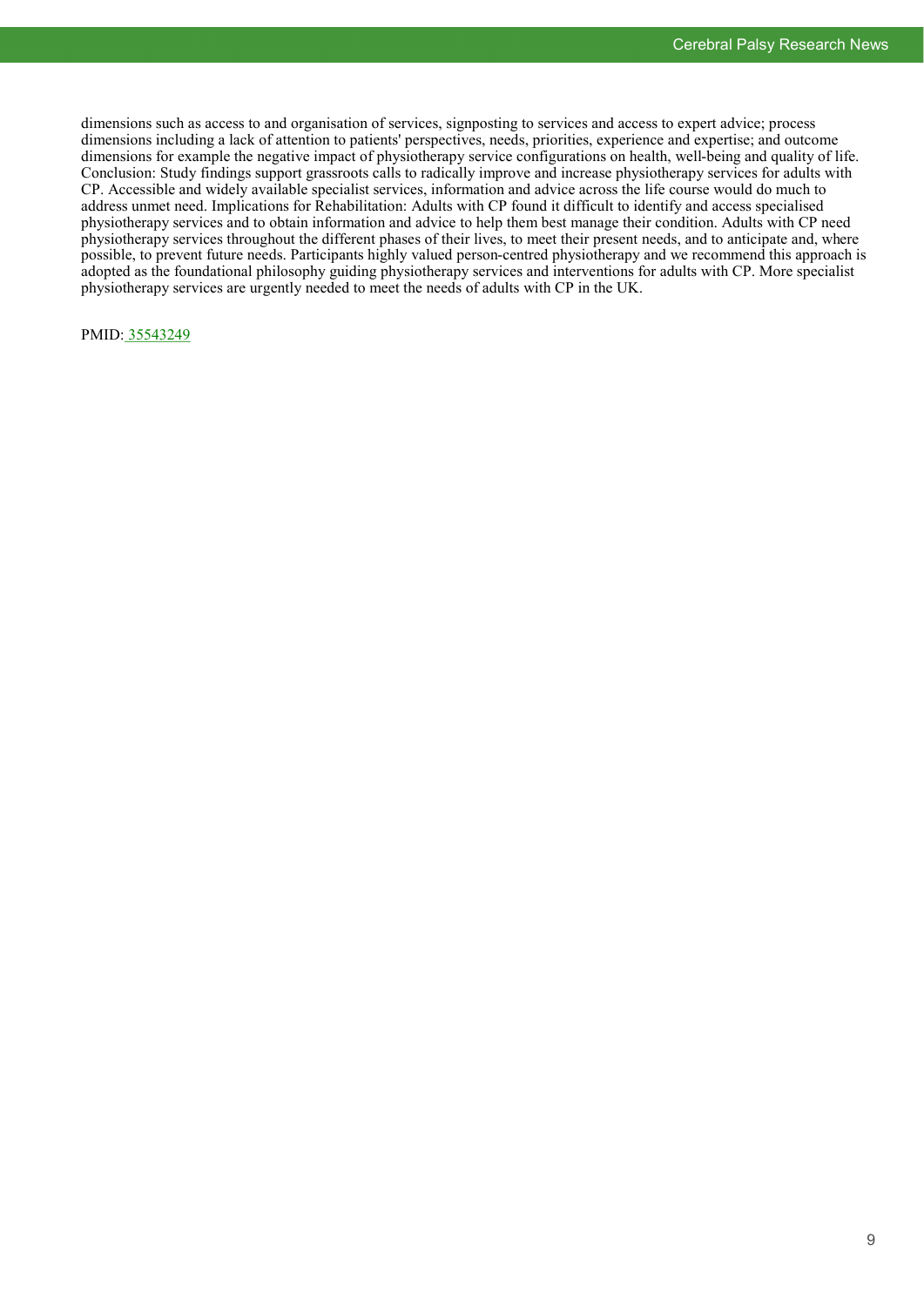dimensions such as access to and organisation of services, signposting to services and access to expert advice; process dimensions including a lack of attention to patients' perspectives, needs, priorities, experience and expertise; and outcome dimensions for example the negative impact of physiotherapy service configurations on health, well-being and quality of life. Conclusion: Study findings support grassroots calls to radically improve and increase physiotherapy services for adults with CP. Accessible and widely available specialist services, information and advice across the life course would do much to address unmet need. Implications for Rehabilitation: Adults with CP found it difficult to identify and access specialised physiotherapy services and to obtain information and advice to help them best manage their condition. Adults with CP need physiotherapy services throughout the different phases of their lives, to meet their present needs, and to anticipate and, where possible, to prevent future needs. Participants highly valued person-centred physiotherapy and we recommend this approach is adopted as the foundational philosophy guiding physiotherapy services and interventions for adults with CP. More specialist physiotherapy services are urgently needed to meet the needs of adults with CP in the UK.

PMID: 35543249